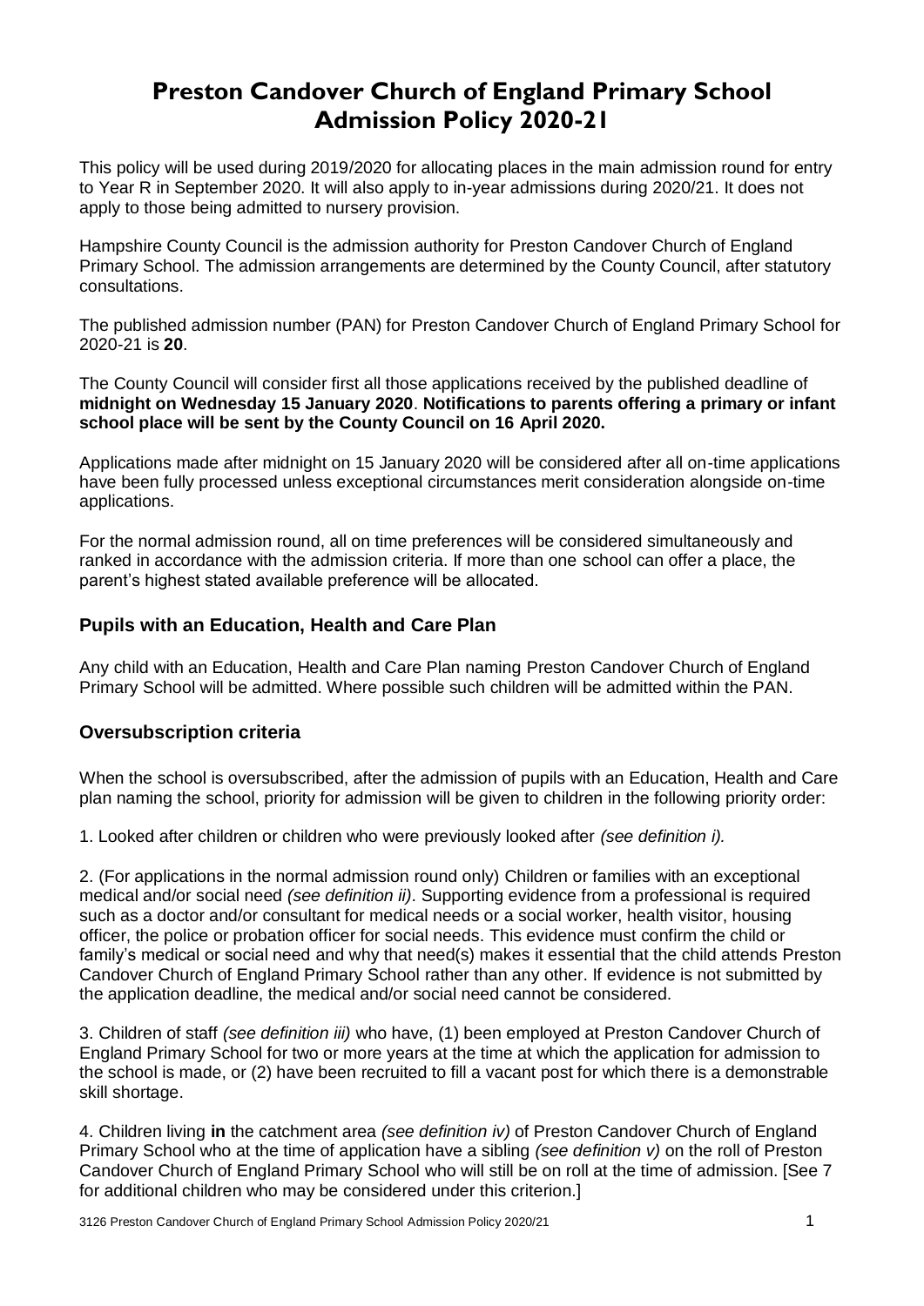# Preston Candover Church of England Primary School Admission Policy 2020-21

This policy will be used during 2019/2020 for allocating places in the main admission round for entry to Year R in September 2020. It will also apply to in-year admissions during 2020/21. It does not apply to those being admitted to nursery provision.

Hampshire County Council is the admission authority for Preston Candover Church of England Primary School. The admission arrangements are determined by the County Council, after statutory consultations.

The published admission number (PAN) for Preston Candover Church of England Primary School for 2020-21 is **20**.

The County Council will consider first all those applications received by the published deadline of **midnight on Wednesday 15 January 2020**. **Notifications to parents offering a primary or infant school place will be sent by the County Council on 16 April 2020.**

Applications made after midnight on 15 January 2020 will be considered after all on-time applications have been fully processed unless exceptional circumstances merit consideration alongside on-time applications.

For the normal admission round, all on time preferences will be considered simultaneously and ranked in accordance with the admission criteria. If more than one school can offer a place, the parent's highest stated available preference will be allocated.

## Pupils with an Education, Health and Care Plan

Any child with an Education, Health and Care Plan naming Preston Candover Church of England Primary School will be admitted. Where possible such children will be admitted within the PAN.

## Oversubscription criteria

When the school is oversubscribed, after the admission of pupils with an Education, Health and Care plan naming the school, priority for admission will be given to children in the following priority order:

1. Looked after children or children who were previously looked after *(see definition i).*

2. (For applications in the normal admission round only) Children or families with an exceptional medical and/or social need *(see definition ii)*. Supporting evidence from a professional is required such as a doctor and/or consultant for medical needs or a social worker, health visitor, housing officer, the police or probation officer for social needs. This evidence must confirm the child or family's medical or social need and why that need(s) makes it essential that the child attends Preston Candover Church of England Primary School rather than any other. If evidence is not submitted by the application deadline, the medical and/or social need cannot be considered.

3. Children of staff *(see definition iii)* who have, (1) been employed at Preston Candover Church of England Primary School for two or more years at the time at which the application for admission to the school is made, or (2) have been recruited to fill a vacant post for which there is a demonstrable skill shortage.

4. Children living **in** the catchment area *(see definition iv)* of Preston Candover Church of England Primary School who at the time of application have a sibling *(see definition v)* on the roll of Preston Candover Church of England Primary School who will still be on roll at the time of admission. [See 7 for additional children who may be considered under this criterion.]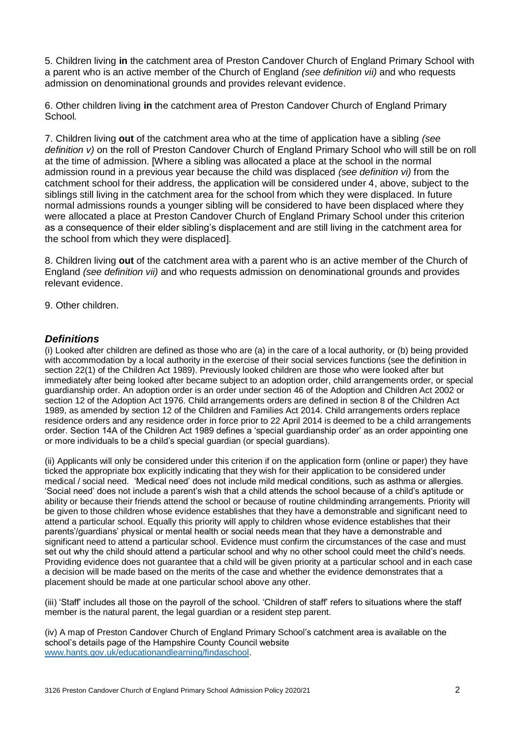5. Children living **in** the catchment area of Preston Candover Church of England Primary School with a parent who is an active member of the Church of England *(see definition vii)* and who requests admission on denominational grounds and provides relevant evidence.

6. Other children living **in** the catchment area of Preston Candover Church of England Primary School.

7. Children living **out** of the catchment area who at the time of application have a sibling *(see definition v)* on the roll of Preston Candover Church of England Primary School who will still be on roll at the time of admission. [Where a sibling was allocated a place at the school in the normal admission round in a previous year because the child was displaced *(see definition vi)* from the catchment school for their address, the application will be considered under 4, above, subject to the siblings still living in the catchment area for the school from which they were displaced. In future normal admissions rounds a younger sibling will be considered to have been displaced where they were allocated a place at Preston Candover Church of England Primary School under this criterion as a consequence of their elder sibling's displacement and are still living in the catchment area for the school from which they were displaced].

8. Children living **out** of the catchment area with a parent who is an active member of the Church of England *(see definition vii)* and who requests admission on denominational grounds and provides relevant evidence.

9. Other children.

## *Definitions*

(i) Looked after children are defined as those who are (a) in the care of a local authority, or (b) being provided with accommodation by a local authority in the exercise of their social services functions (see the definition in section 22(1) of the Children Act 1989). Previously looked children are those who were looked after but immediately after being looked after became subject to an adoption order, child arrangements order, or special guardianship order. An adoption order is an order under section 46 of the Adoption and Children Act 2002 or section 12 of the Adoption Act 1976. Child arrangements orders are defined in section 8 of the Children Act 1989, as amended by section 12 of the Children and Families Act 2014. Child arrangements orders replace residence orders and any residence order in force prior to 22 April 2014 is deemed to be a child arrangements order. Section 14A of the Children Act 1989 defines a 'special guardianship order' as an order appointing one or more individuals to be a child's special guardian (or special guardians).

(ii) Applicants will only be considered under this criterion if on the application form (online or paper) they have ticked the appropriate box explicitly indicating that they wish for their application to be considered under medical / social need. 'Medical need' does not include mild medical conditions, such as asthma or allergies. 'Social need' does not include a parent's wish that a child attends the school because of a child's aptitude or ability or because their friends attend the school or because of routine childminding arrangements. Priority will be given to those children whose evidence establishes that they have a demonstrable and significant need to attend a particular school. Equally this priority will apply to children whose evidence establishes that their parents'/guardians' physical or mental health or social needs mean that they have a demonstrable and significant need to attend a particular school. Evidence must confirm the circumstances of the case and must set out why the child should attend a particular school and why no other school could meet the child's needs. Providing evidence does not guarantee that a child will be given priority at a particular school and in each case a decision will be made based on the merits of the case and whether the evidence demonstrates that a placement should be made at one particular school above any other.

(iii) 'Staff' includes all those on the payroll of the school. 'Children of staff' refers to situations where the staff member is the natural parent, the legal guardian or a resident step parent.

(iv) A map of Preston Candover Church of England Primary School's catchment area is available on the school's details page of the Hampshire County Council website [www.hants.gov.uk/educationandlearning/findaschool](http://www.hants.gov.uk/educationandlearning/findaschool).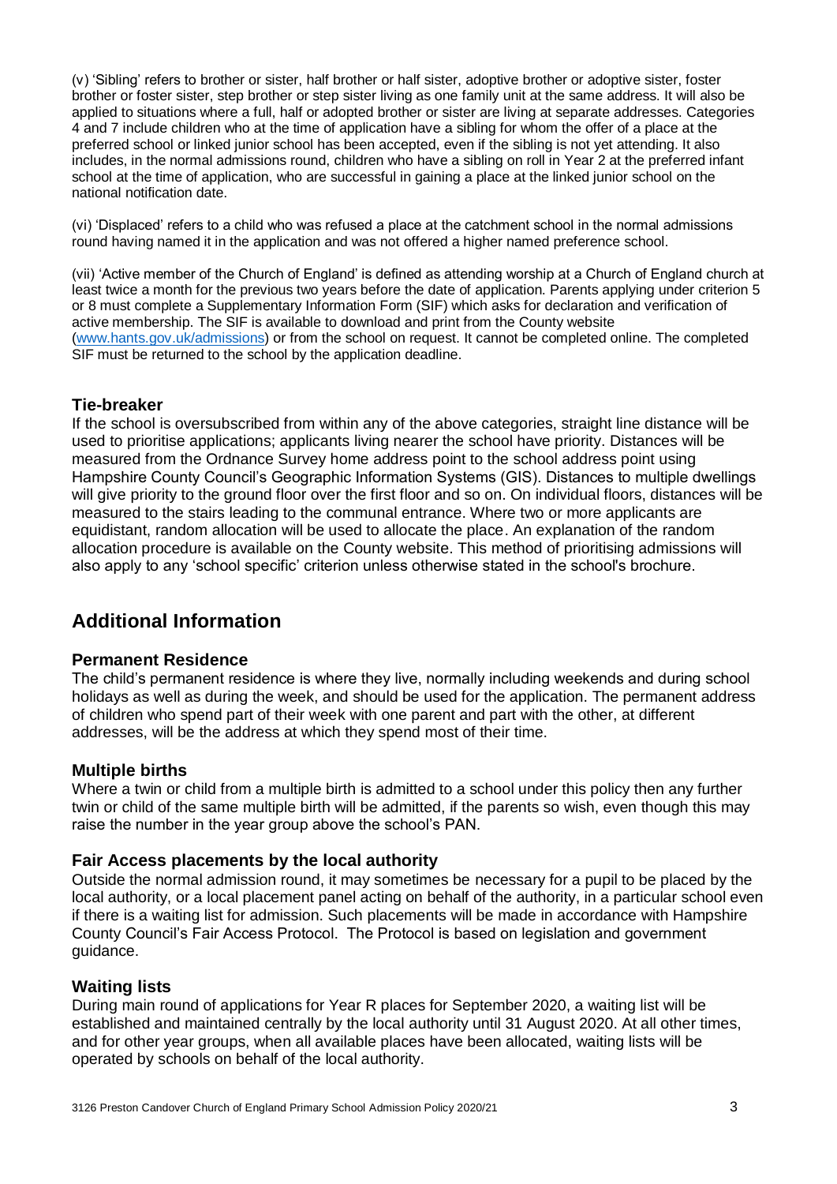(v) 'Sibling' refers to brother or sister, half brother or half sister, adoptive brother or adoptive sister, foster brother or foster sister, step brother or step sister living as one family unit at the same address. It will also be applied to situations where a full, half or adopted brother or sister are living at separate addresses. Categories 4 and 7 include children who at the time of application have a sibling for whom the offer of a place at the preferred school or linked junior school has been accepted, even if the sibling is not yet attending. It also includes, in the normal admissions round, children who have a sibling on roll in Year 2 at the preferred infant school at the time of application, who are successful in gaining a place at the linked junior school on the national notification date.

(vi) 'Displaced' refers to a child who was refused a place at the catchment school in the normal admissions round having named it in the application and was not offered a higher named preference school.

(vii) 'Active member of the Church of England' is defined as attending worship at a Church of England church at least twice a month for the previous two years before the date of application. Parents applying under criterion 5 or 8 must complete a Supplementary Information Form (SIF) which asks for declaration and verification of active membership. The SIF is available to download and print from the County website ([www.hants.gov.uk/admissions](http://www.hants.gov.uk/admissions)) or from the school on request. It cannot be completed online. The completed SIF must be returned to the school by the application deadline.

### Tie-breaker

If the school is oversubscribed from within any of the above categories, straight line distance will be used to prioritise applications; applicants living nearer the school have priority. Distances will be measured from the Ordnance Survey home address point to the school address point using Hampshire County Council's Geographic Information Systems (GIS). Distances to multiple dwellings will give priority to the ground floor over the first floor and so on. On individual floors, distances will be measured to the stairs leading to the communal entrance. Where two or more applicants are equidistant, random allocation will be used to allocate the place. An explanation of the random allocation procedure is available on the County website. This method of prioritising admissions will also apply to any 'school specific' criterion unless otherwise stated in the school's brochure.

## Additional Information

### Permanent Residence

The child's permanent residence is where they live, normally including weekends and during school holidays as well as during the week, and should be used for the application. The permanent address of children who spend part of their week with one parent and part with the other, at different addresses, will be the address at which they spend most of their time.

### Multiple births

Where a twin or child from a multiple birth is admitted to a school under this policy then any further twin or child of the same multiple birth will be admitted, if the parents so wish, even though this may raise the number in the year group above the school's PAN.

### Fair Access placements by the local authority

Outside the normal admission round, it may sometimes be necessary for a pupil to be placed by the local authority, or a local placement panel acting on behalf of the authority, in a particular school even if there is a waiting list for admission. Such placements will be made in accordance with Hampshire County Council's Fair Access Protocol. The Protocol is based on legislation and government guidance.

### Waiting lists

During main round of applications for Year R places for September 2020, a waiting list will be established and maintained centrally by the local authority until 31 August 2020. At all other times, and for other year groups, when all available places have been allocated, waiting lists will be operated by schools on behalf of the local authority.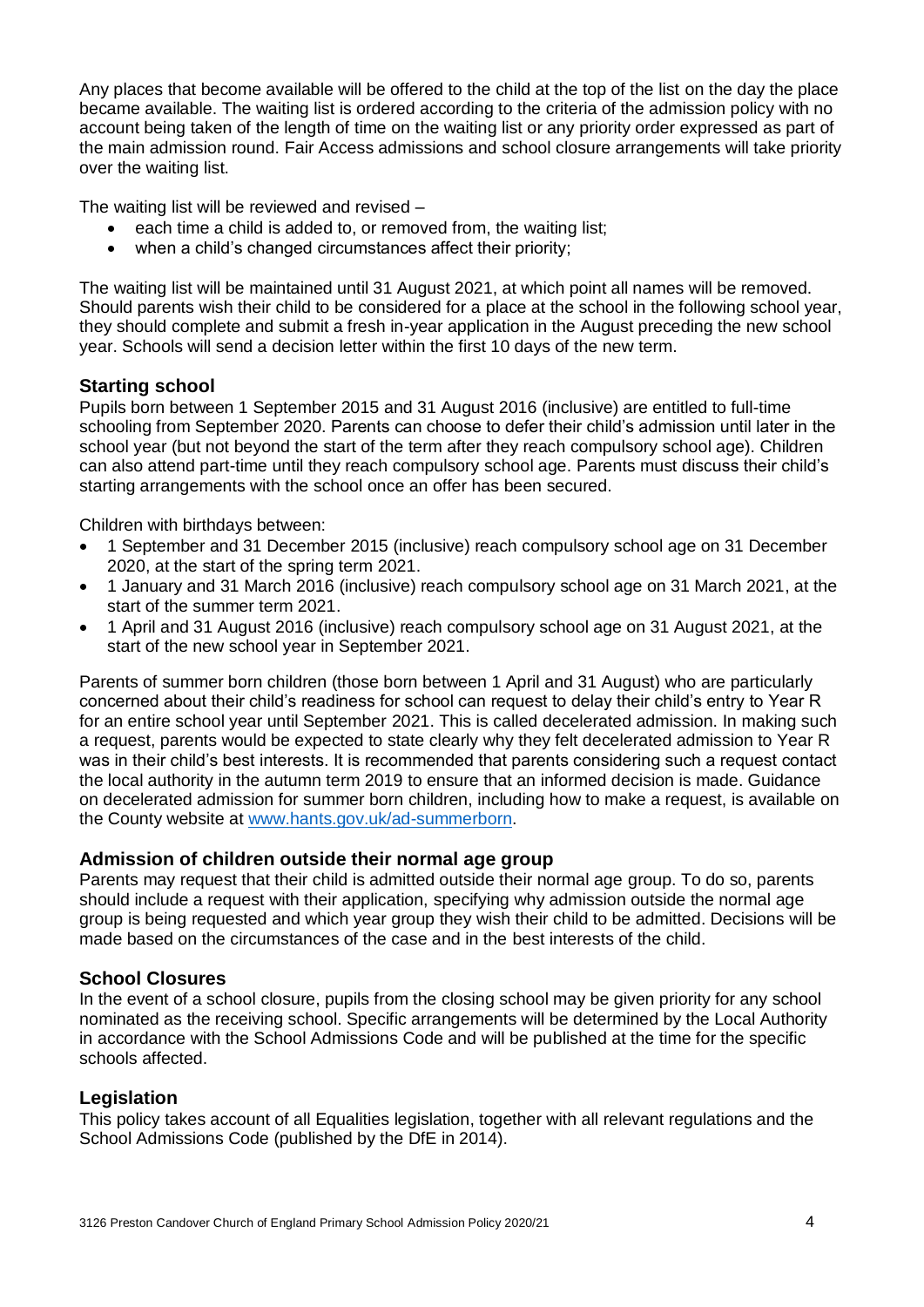Any places that become available will be offered to the child at the top of the list on the day the place became available. The waiting list is ordered according to the criteria of the admission policy with no account being taken of the length of time on the waiting list or any priority order expressed as part of the main admission round. Fair Access admissions and school closure arrangements will take priority over the waiting list.

The waiting list will be reviewed and revised –

- each time a child is added to, or removed from, the waiting list;
- when a child's changed circumstances affect their priority;

The waiting list will be maintained until 31 August 2021, at which point all names will be removed. Should parents wish their child to be considered for a place at the school in the following school year, they should complete and submit a fresh in-year application in the August preceding the new school year. Schools will send a decision letter within the first 10 days of the new term.

## Starting school

Pupils born between 1 September 2015 and 31 August 2016 (inclusive) are entitled to full-time schooling from September 2020. Parents can choose to defer their child's admission until later in the school year (but not beyond the start of the term after they reach compulsory school age). Children can also attend part-time until they reach compulsory school age. Parents must discuss their child's starting arrangements with the school once an offer has been secured.

Children with birthdays between:

- 1 September and 31 December 2015 (inclusive) reach compulsory school age on 31 December 2020, at the start of the spring term 2021.
- 1 January and 31 March 2016 (inclusive) reach compulsory school age on 31 March 2021, at the start of the summer term 2021.
- 1 April and 31 August 2016 (inclusive) reach compulsory school age on 31 August 2021, at the start of the new school year in September 2021.

Parents of summer born children (those born between 1 April and 31 August) who are particularly concerned about their child's readiness for school can request to delay their child's entry to Year R for an entire school year until September 2021. This is called decelerated admission. In making such a request, parents would be expected to state clearly why they felt decelerated admission to Year R was in their child's best interests. It is recommended that parents considering such a request contact the local authority in the autumn term 2019 to ensure that an informed decision is made. Guidance on decelerated admission for summer born children, including how to make a request, is available on the County website at [www.hants.gov.uk/ad-summerborn](http://www.hants.gov.uk/ad-summerborn).

## Admission of children outside their normal age group

Parents may request that their child is admitted outside their normal age group. To do so, parents should include a request with their application, specifying why admission outside the normal age group is being requested and which year group they wish their child to be admitted. Decisions will be made based on the circumstances of the case and in the best interests of the child.

## School Closures

In the event of a school closure, pupils from the closing school may be given priority for any school nominated as the receiving school. Specific arrangements will be determined by the Local Authority in accordance with the School Admissions Code and will be published at the time for the specific schools affected.

## Legislation

This policy takes account of all Equalities legislation, together with all relevant regulations and the School Admissions Code (published by the DfE in 2014).